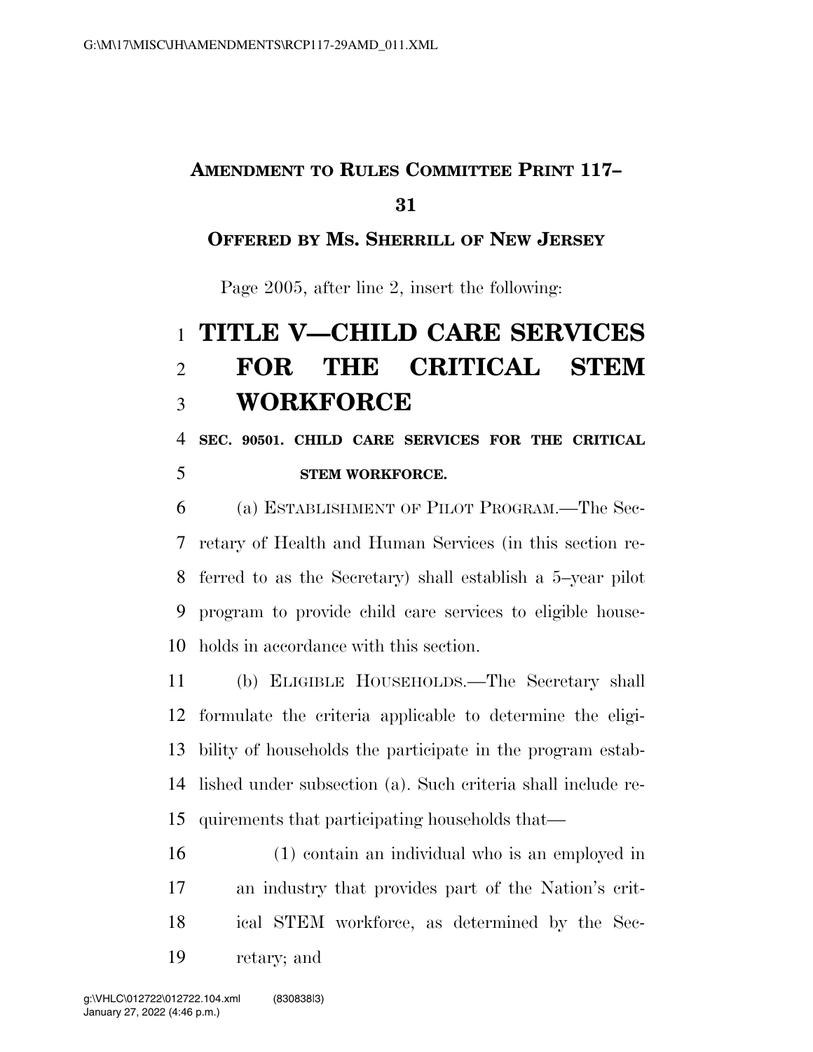**AMENDMENT TO RULES COMMITTEE PRINT 117–31**

**OFFERED BY MS. SHERRILL OF NEW JERSEY**

Page 2005, after line 2, insert the following:

# TITLE V—CHILD CARE SERVICES FOR THE CRITICAL STEM WORKFORCE

**SEC. 90501. CHILD CARE SERVICES FOR THE CRITICAL STEM WORKFORCE.**

(a) ESTABLISHMENT OF PILOT PROGRAM.—The Secretary of Health and Human Services (in this section referred to as the Secretary) shall establish a 5–year pilot program to provide child care services to eligible households in accordance with this section.

(b) ELIGIBLE HOUSEHOLDS.—The Secretary shall formulate the criteria applicable to determine the eligibility of households the participate in the program established under subsection (a). Such criteria shall include requirements that participating households that—

(1) contain an individual who is an employed in an industry that provides part of the Nation's critical STEM workforce, as determined by the Secretary; and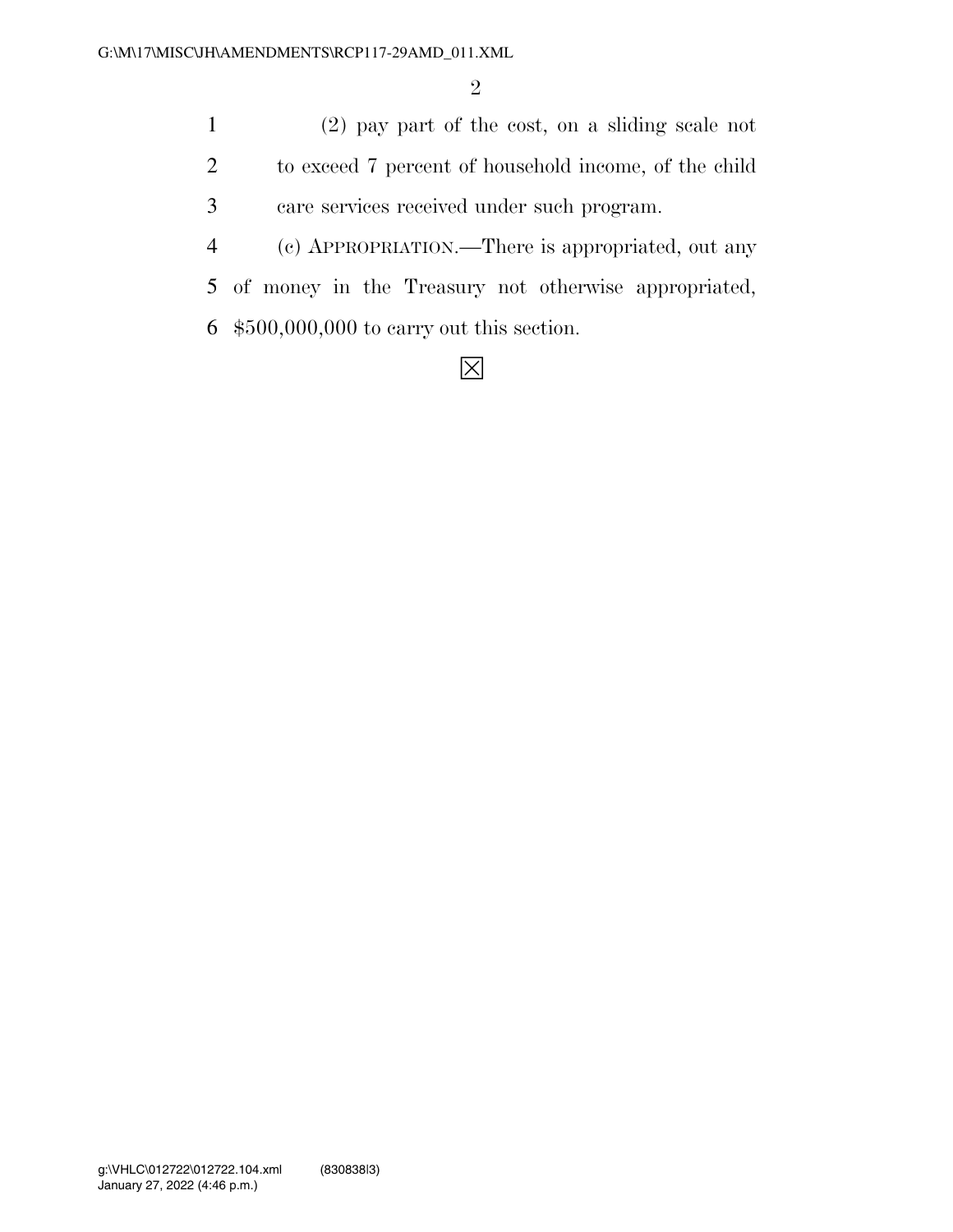(2) pay part of the cost, on a sliding scale not to exceed 7 percent of household income, of the child care services received under such program.

(c) APPROPRIATION.—There is appropriated, out any of money in the Treasury not otherwise appropriated, $500,000,000 to carry out this section.

☒